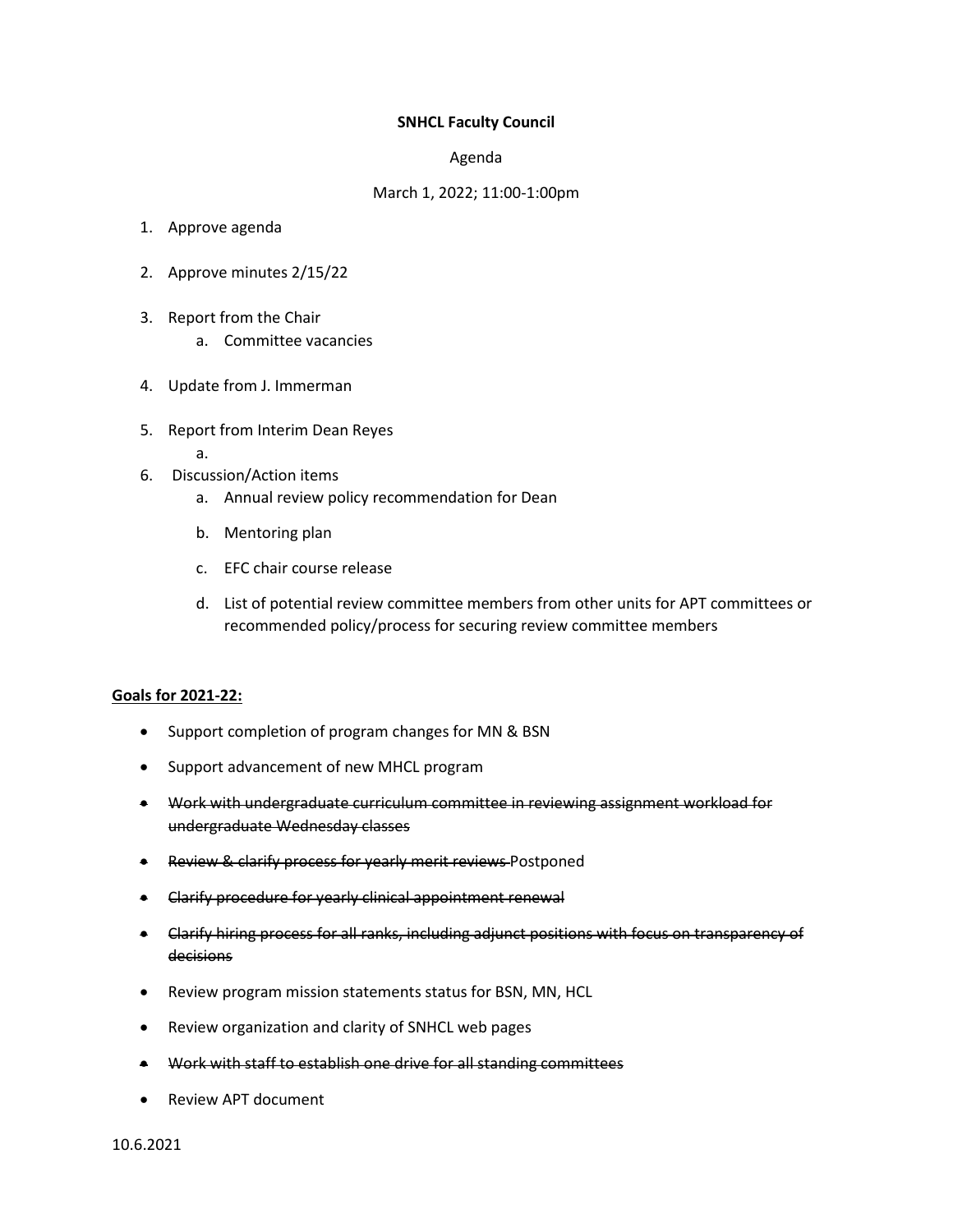**SNHCL Faculty Council**

Agenda

March 1, 2022; 11:00-1:00pm

1. Approve agenda

2. Approve minutes 2/15/22

3. Report from the Chair
   a. Committee vacancies

4. Update from J. Immerman

5. Report from Interim Dean Reyes
   a.

6. Discussion/Action items
   a. Annual review policy recommendation for Dean

   b. Mentoring plan

   c. EFC chair course release

   d. List of potential review committee members from other units for APT committees or recommended policy/process for securing review committee members

**Goals for 2021-22:**

- Support completion of program changes for MN & BSN
- Support advancement of new MHCL program
- ~~Work with undergraduate curriculum committee in reviewing assignment workload for undergraduate Wednesday classes~~
- ~~Review & clarify process for yearly merit reviews~~ Postponed
- ~~Clarify procedure for yearly clinical appointment renewal~~
- ~~Clarify hiring process for all ranks, including adjunct positions with focus on transparency of decisions~~
- Review program mission statements status for BSN, MN, HCL
- Review organization and clarity of SNHCL web pages
- ~~Work with staff to establish one drive for all standing committees~~
- Review APT document

10.6.2021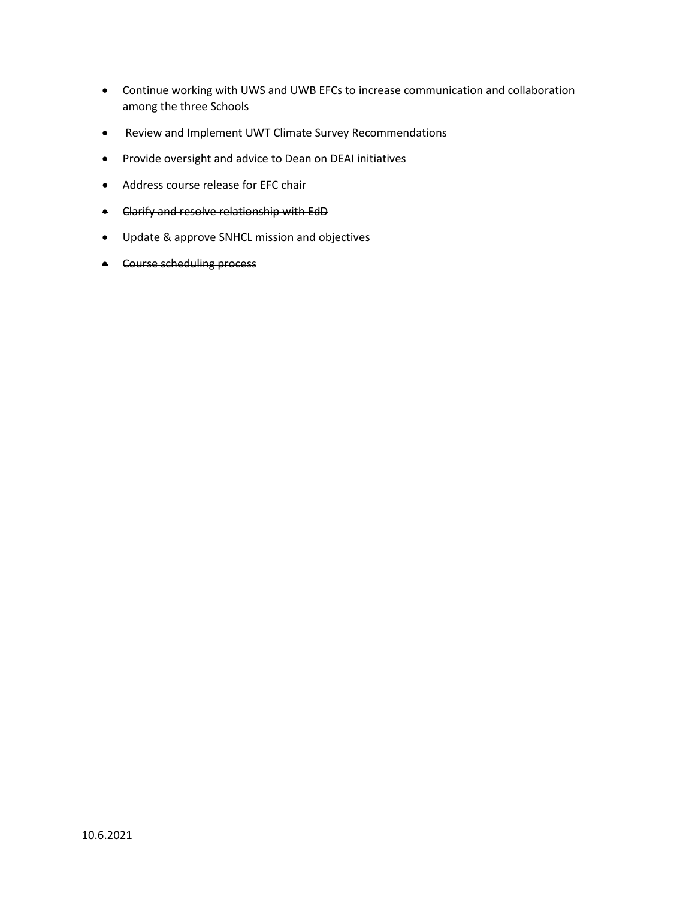- Continue working with UWS and UWB EFCs to increase communication and collaboration among the three Schools
- Review and Implement UWT Climate Survey Recommendations
- Provide oversight and advice to Dean on DEAI initiatives
- Address course release for EFC chair
- ~~Clarify and resolve relationship with EdD~~
- ~~Update & approve SNHCL mission and objectives~~
- ~~Course scheduling process~~

10.6.2021